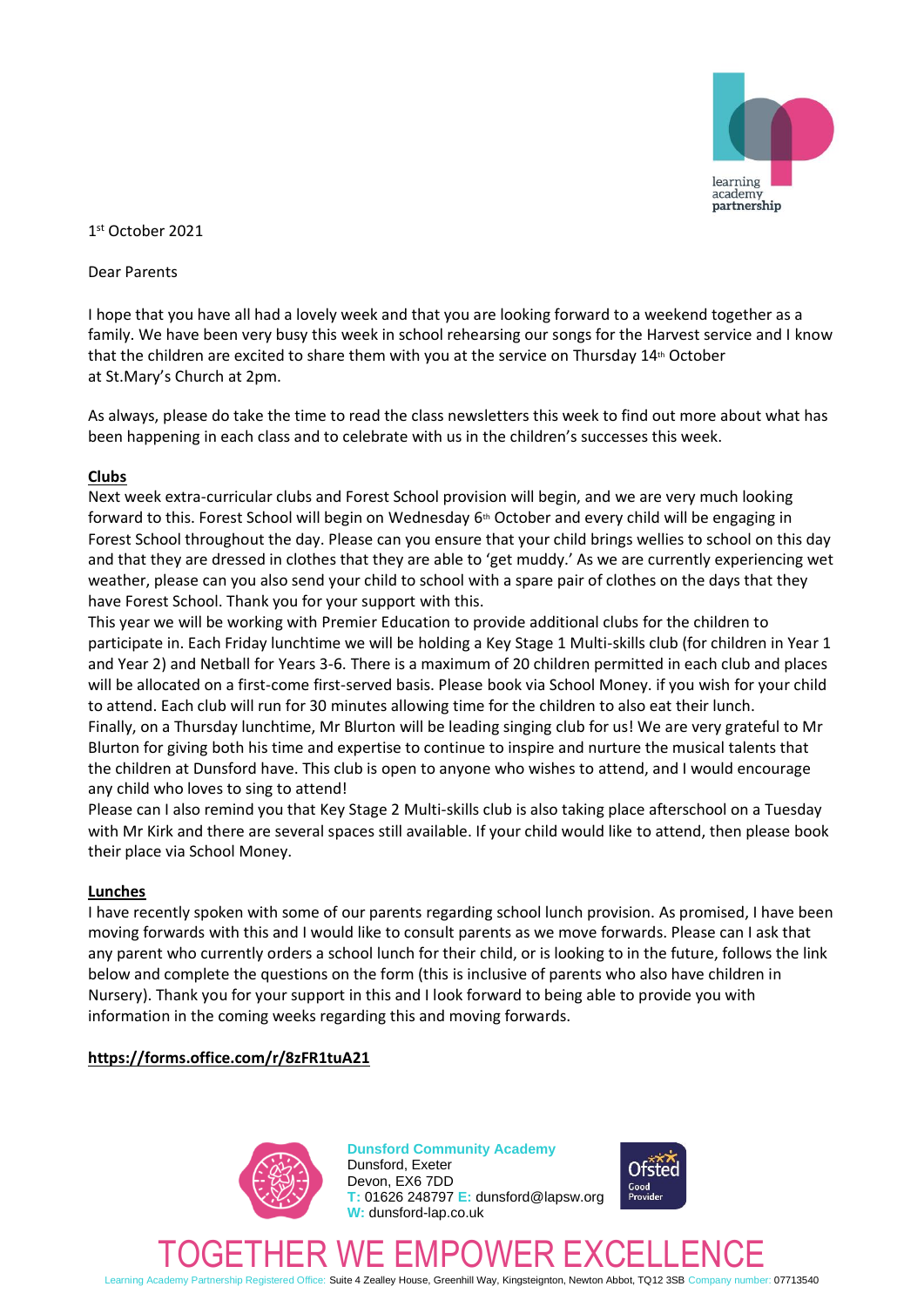1st October 2021

Dear Parents

I hope that you have all had a lovely week and that you are looking forward to a weekend together as a family. We have been very busy this week in school rehearsing our songs for the Harvest service and I know that the children are excited to share them with you at the service on Thursday 14th October at St.Mary's Church at 2pm.

As always, please do take the time to read the class newsletters this week to find out more about what has been happening in each class and to celebrate with us in the children's successes this week.

**Clubs**

Next week extra-curricular clubs and Forest School provision will begin, and we are very much looking forward to this. Forest School will begin on Wednesday 6th October and every child will be engaging in Forest School throughout the day. Please can you ensure that your child brings wellies to school on this day and that they are dressed in clothes that they are able to 'get muddy.' As we are currently experiencing wet weather, please can you also send your child to school with a spare pair of clothes on the days that they have Forest School. Thank you for your support with this.

This year we will be working with Premier Education to provide additional clubs for the children to participate in. Each Friday lunchtime we will be holding a Key Stage 1 Multi-skills club (for children in Year 1 and Year 2) and Netball for Years 3-6. There is a maximum of 20 children permitted in each club and places will be allocated on a first-come first-served basis. Please book via School Money. if you wish for your child to attend. Each club will run for 30 minutes allowing time for the children to also eat their lunch.

Finally, on a Thursday lunchtime, Mr Blurton will be leading singing club for us! We are very grateful to Mr Blurton for giving both his time and expertise to continue to inspire and nurture the musical talents that the children at Dunsford have. This club is open to anyone who wishes to attend, and I would encourage any child who loves to sing to attend!

Please can I also remind you that Key Stage 2 Multi-skills club is also taking place afterschool on a Tuesday with Mr Kirk and there are several spaces still available. If your child would like to attend, then please book their place via School Money.

**Lunches**

I have recently spoken with some of our parents regarding school lunch provision. As promised, I have been moving forwards with this and I would like to consult parents as we move forwards. Please can I ask that any parent who currently orders a school lunch for their child, or is looking to in the future, follows the link below and complete the questions on the form (this is inclusive of parents who also have children in Nursery). Thank you for your support in this and I look forward to being able to provide you with information in the coming weeks regarding this and moving forwards.

**https://forms.office.com/r/8zFR1tuA21**

**Dunsford Community Academy**
Dunsford, Exeter
Devon, EX6 7DD
T: 01626 248797 E: dunsford@lapsw.org
W: dunsford-lap.co.uk

TOGETHER WE EMPOWER EXCELLENCE

Learning Academy Partnership Registered Office: Suite 4 Zealley House, Greenhill Way, Kingsteignton, Newton Abbot, TQ12 3SB Company number: 07713540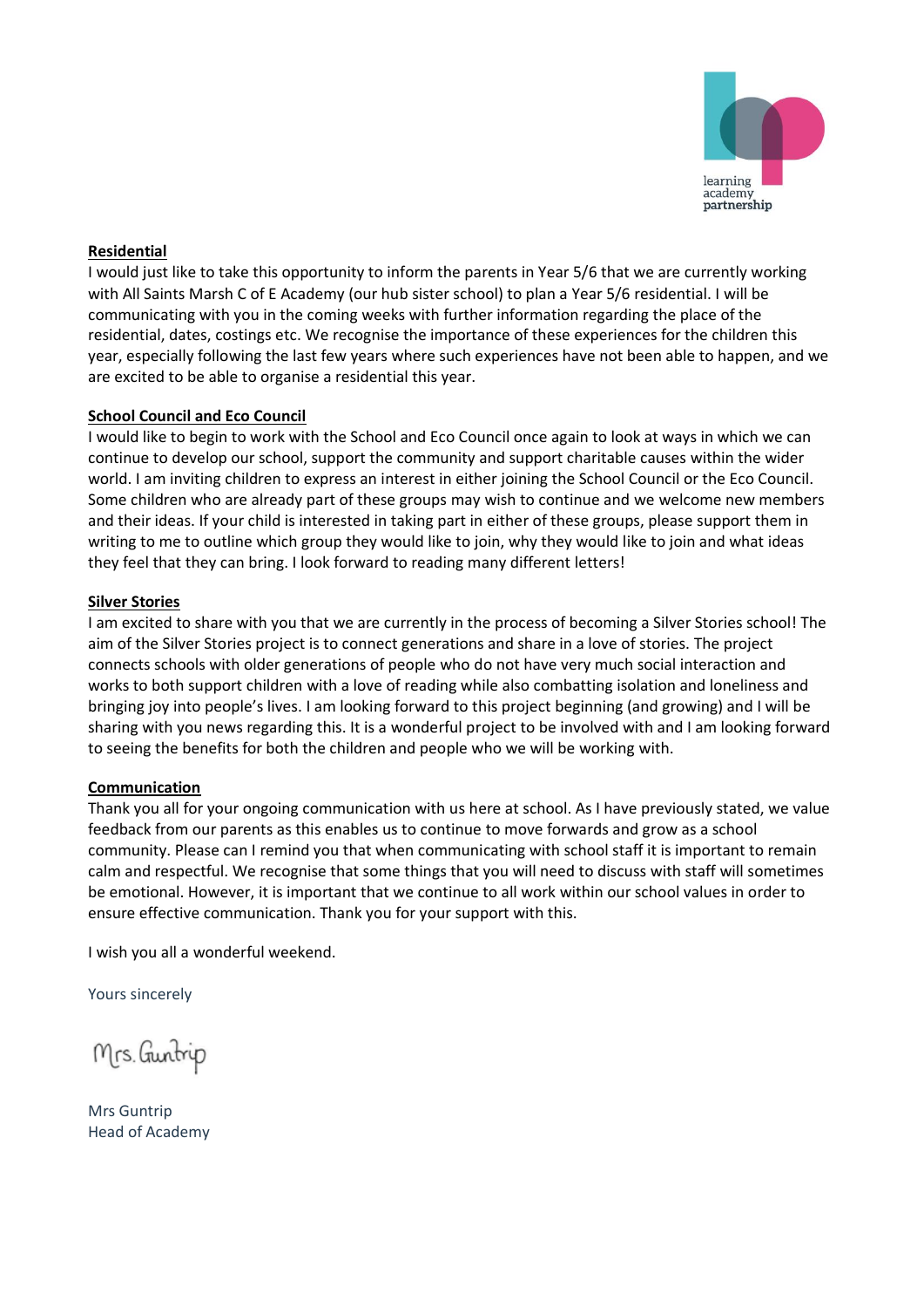## Residential

I would just like to take this opportunity to inform the parents in Year 5/6 that we are currently working with All Saints Marsh C of E Academy (our hub sister school) to plan a Year 5/6 residential. I will be communicating with you in the coming weeks with further information regarding the place of the residential, dates, costings etc. We recognise the importance of these experiences for the children this year, especially following the last few years where such experiences have not been able to happen, and we are excited to be able to organise a residential this year.

## School Council and Eco Council

I would like to begin to work with the School and Eco Council once again to look at ways in which we can continue to develop our school, support the community and support charitable causes within the wider world. I am inviting children to express an interest in either joining the School Council or the Eco Council. Some children who are already part of these groups may wish to continue and we welcome new members and their ideas. If your child is interested in taking part in either of these groups, please support them in writing to me to outline which group they would like to join, why they would like to join and what ideas they feel that they can bring. I look forward to reading many different letters!

## Silver Stories

I am excited to share with you that we are currently in the process of becoming a Silver Stories school! The aim of the Silver Stories project is to connect generations and share in a love of stories. The project connects schools with older generations of people who do not have very much social interaction and works to both support children with a love of reading while also combatting isolation and loneliness and bringing joy into people's lives. I am looking forward to this project beginning (and growing) and I will be sharing with you news regarding this. It is a wonderful project to be involved with and I am looking forward to seeing the benefits for both the children and people who we will be working with.

## Communication

Thank you all for your ongoing communication with us here at school. As I have previously stated, we value feedback from our parents as this enables us to continue to move forwards and grow as a school community. Please can I remind you that when communicating with school staff it is important to remain calm and respectful. We recognise that some things that you will need to discuss with staff will sometimes be emotional. However, it is important that we continue to all work within our school values in order to ensure effective communication. Thank you for your support with this.

I wish you all a wonderful weekend.

Yours sincerely

Mrs. Guntrip

Mrs Guntrip
Head of Academy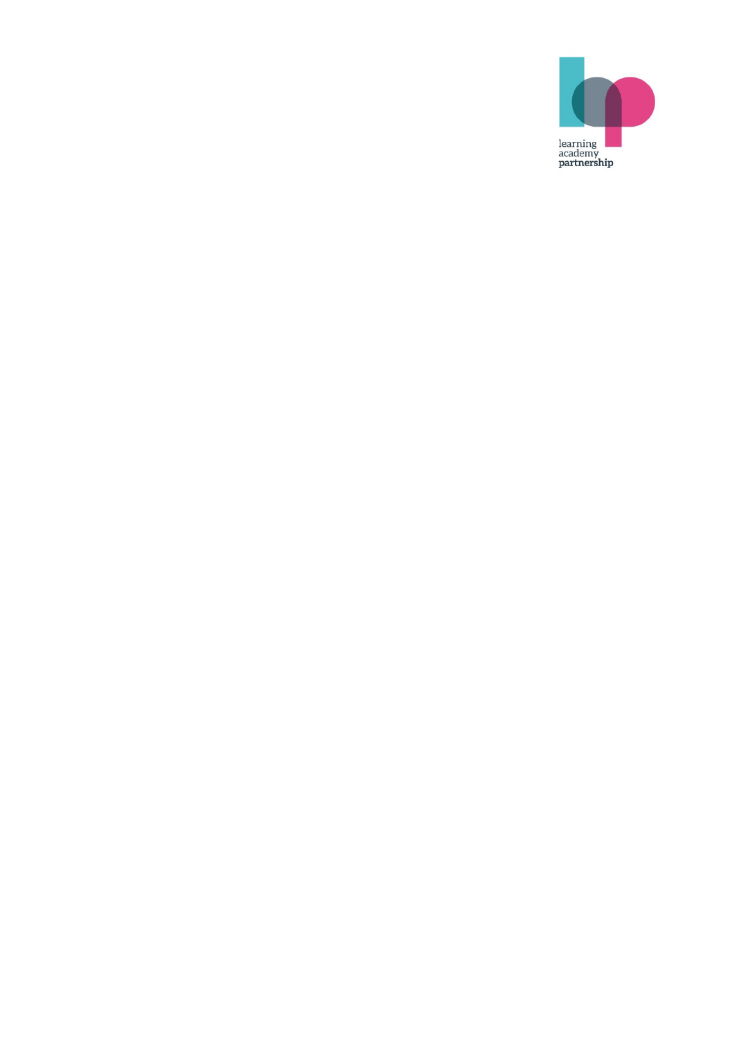learning
academy
partnership